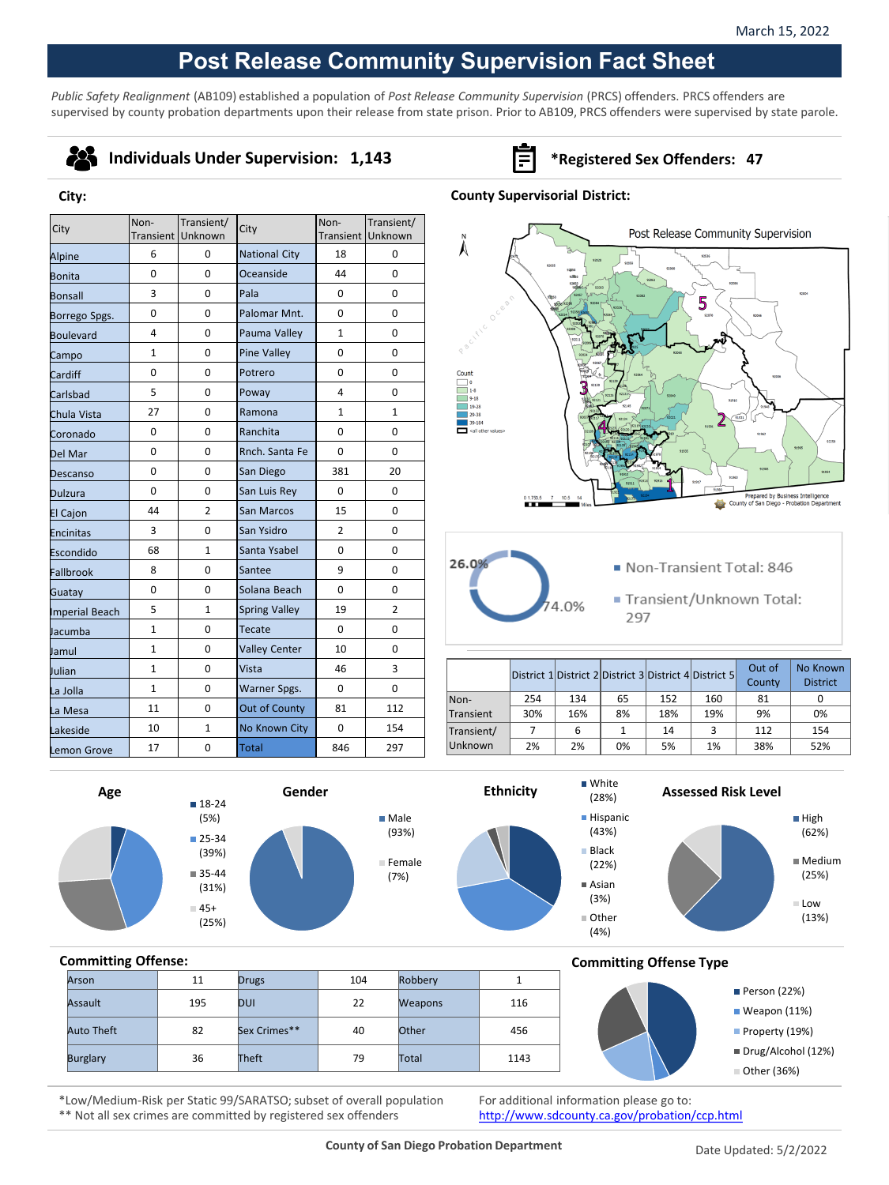March 15, 2022

# Post Release Community Supervision Fact Sheet

*Public Safety Realignment* (AB109) established a population of *Post Release Community Supervision* (PRCS) offenders. PRCS offenders are supervised by county probation departments upon their release from state prison. Prior to AB109, PRCS offenders were supervised by state parole.

**Individuals Under Supervision: 1,143**

***Registered Sex Offenders: 47**

## City:

| City | Non-Transient | Transient/ Unknown | City | Non-Transient | Transient/ Unknown |
|---|---|---|---|---|---|
| Alpine | 6 | 0 | National City | 18 | 0 |
| Bonita | 0 | 0 | Oceanside | 44 | 0 |
| Bonsall | 3 | 0 | Pala | 0 | 0 |
| Borrego Spgs. | 0 | 0 | Palomar Mnt. | 0 | 0 |
| Boulevard | 4 | 0 | Pauma Valley | 1 | 0 |
| Campo | 1 | 0 | Pine Valley | 0 | 0 |
| Cardiff | 0 | 0 | Potrero | 0 | 0 |
| Carlsbad | 5 | 0 | Poway | 4 | 0 |
| Chula Vista | 27 | 0 | Ramona | 1 | 1 |
| Coronado | 0 | 0 | Ranchita | 0 | 0 |
| Del Mar | 0 | 0 | Rnch. Santa Fe | 0 | 0 |
| Descanso | 0 | 0 | San Diego | 381 | 20 |
| Dulzura | 0 | 0 | San Luis Rey | 0 | 0 |
| El Cajon | 44 | 2 | San Marcos | 15 | 0 |
| Encinitas | 3 | 0 | San Ysidro | 2 | 0 |
| Escondido | 68 | 1 | Santa Ysabel | 0 | 0 |
| Fallbrook | 8 | 0 | Santee | 9 | 0 |
| Guatay | 0 | 0 | Solana Beach | 0 | 0 |
| Imperial Beach | 5 | 1 | Spring Valley | 19 | 2 |
| Jacumba | 1 | 0 | Tecate | 0 | 0 |
| Jamul | 1 | 0 | Valley Center | 10 | 0 |
| Julian | 1 | 0 | Vista | 46 | 3 |
| La Jolla | 1 | 0 | Warner Spgs. | 0 | 0 |
| La Mesa | 11 | 0 | Out of County | 81 | 112 |
| Lakeside | 10 | 1 | No Known City | 0 | 154 |
| Lemon Grove | 17 | 0 | Total | 846 | 297 |

## County Supervisorial District:

Post Release Community Supervision

Prepared by Business Intelligence, County of San Diego - Probation Department

- Non-Transient Total: 846 (74.0%)
- Transient/Unknown Total: 297 (26.0%)

| | District 1 | District 2 | District 3 | District 4 | District 5 | Out of County | No Known District |
|---|---|---|---|---|---|---|---|
| Non-Transient | 254 | 134 | 65 | 152 | 160 | 81 | 0 |
| | 30% | 16% | 8% | 18% | 19% | 9% | 0% |
| Transient/ Unknown | 7 | 6 | 1 | 14 | 3 | 112 | 154 |
| | 2% | 2% | 0% | 5% | 1% | 38% | 52% |

**Age**
- 18-24 (5%)
- 25-34 (39%)
- 35-44 (31%)
- 45+ (25%)

**Gender**
- Male (93%)
- Female (7%)

**Ethnicity**
- White (28%)
- Hispanic (43%)
- Black (22%)
- Asian (3%)
- Other (4%)

**Assessed Risk Level**
- High (62%)
- Medium (25%)
- Low (13%)

## Committing Offense:

| Offense | Count | Offense | Count | Offense | Count |
|---|---|---|---|---|---|
| Arson | 11 | Drugs | 104 | Robbery | 1 |
| Assault | 195 | DUI | 22 | Weapons | 116 |
| Auto Theft | 82 | Sex Crimes** | 40 | Other | 456 |
| Burglary | 36 | Theft | 79 | Total | 1143 |

## Committing Offense Type

- Person (22%)
- Weapon (11%)
- Property (19%)
- Drug/Alcohol (12%)
- Other (36%)

*Low/Medium-Risk per Static 99/SARATSO; subset of overall population
** Not all sex crimes are committed by registered sex offenders

For additional information please go to: http://www.sdcounty.ca.gov/probation/ccp.html

County of San Diego Probation Department

Date Updated: 5/2/2022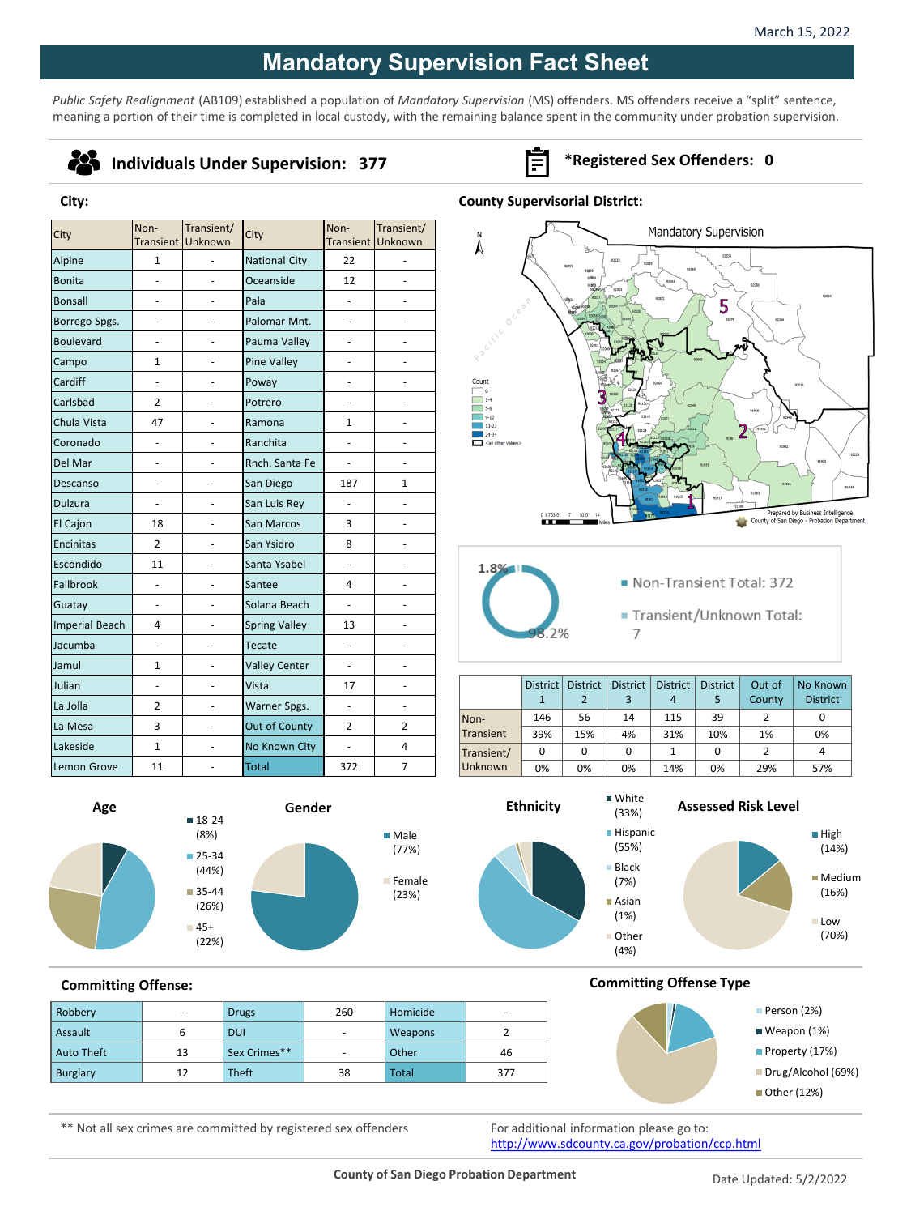March 15, 2022

# Mandatory Supervision Fact Sheet

*Public Safety Realignment* (AB109) established a population of *Mandatory Supervision* (MS) offenders. MS offenders receive a "split" sentence, meaning a portion of their time is completed in local custody, with the remaining balance spent in the community under probation supervision.

**Individuals Under Supervision: 377**

***Registered Sex Offenders: 0**

**City:**

| City | Non-Transient | Transient/ Unknown | City | Non-Transient | Transient/ Unknown |
|---|---|---|---|---|---|
| Alpine | 1 | - | National City | 22 | - |
| Bonita | - | - | Oceanside | 12 | - |
| Bonsall | - | - | Pala | - | - |
| Borrego Spgs. | - | - | Palomar Mnt. | - | - |
| Boulevard | - | - | Pauma Valley | - | - |
| Campo | 1 | - | Pine Valley | - | - |
| Cardiff | - | - | Poway | - | - |
| Carlsbad | 2 | - | Potrero | - | - |
| Chula Vista | 47 | - | Ramona | 1 | - |
| Coronado | - | - | Ranchita | - | - |
| Del Mar | - | - | Rnch. Santa Fe | - | - |
| Descanso | - | - | San Diego | 187 | 1 |
| Dulzura | - | - | San Luis Rey | - | - |
| El Cajon | 18 | - | San Marcos | 3 | - |
| Encinitas | 2 | - | San Ysidro | 8 | - |
| Escondido | 11 | - | Santa Ysabel | - | - |
| Fallbrook | - | - | Santee | 4 | - |
| Guatay | - | - | Solana Beach | - | - |
| Imperial Beach | 4 | - | Spring Valley | 13 | - |
| Jacumba | - | - | Tecate | - | - |
| Jamul | 1 | - | Valley Center | - | - |
| Julian | - | - | Vista | 17 | - |
| La Jolla | 2 | - | Warner Spgs. | - | - |
| La Mesa | 3 | - | Out of County | 2 | 2 |
| Lakeside | 1 | - | No Known City | - | 4 |
| Lemon Grove | 11 | - | Total | 372 | 7 |

**County Supervisorial District:**

Mandatory Supervision

Count: 0; 1-4; 5-8; 9-12; 13-23; 24-34; <all other values>

Prepared by Business Intelligence
County of San Diego - Probation Department

1.8%
98.2%
Non-Transient Total: 372
Transient/Unknown Total: 7

| | District 1 | District 2 | District 3 | District 4 | District 5 | Out of County | No Known District |
|---|---|---|---|---|---|---|---|
| Non-Transient | 146 | 56 | 14 | 115 | 39 | 2 | 0 |
| | 39% | 15% | 4% | 31% | 10% | 1% | 0% |
| Transient/ Unknown | 0 | 0 | 0 | 1 | 0 | 2 | 4 |
| | 0% | 0% | 0% | 14% | 0% | 29% | 57% |

**Age**

18-24 (8%)
25-34 (44%)
35-44 (26%)
45+ (22%)

**Gender**

Male (77%)
Female (23%)

**Ethnicity**

White (33%)
Hispanic (55%)
Black (7%)
Asian (1%)
Other (4%)

**Assessed Risk Level**

High (14%)
Medium (16%)
Low (70%)

**Committing Offense:**

| | | | | | |
|---|---|---|---|---|---|
| Robbery | - | Drugs | 260 | Homicide | - |
| Assault | 6 | DUI | - | Weapons | 2 |
| Auto Theft | 13 | Sex Crimes** | - | Other | 46 |
| Burglary | 12 | Theft | 38 | Total | 377 |

**Committing Offense Type**

Person (2%)
Weapon (1%)
Property (17%)
Drug/Alcohol (69%)
Other (12%)

** Not all sex crimes are committed by registered sex offenders

For additional information please go to: http://www.sdcounty.ca.gov/probation/ccp.html

**County of San Diego Probation Department**

Date Updated: 5/2/2022